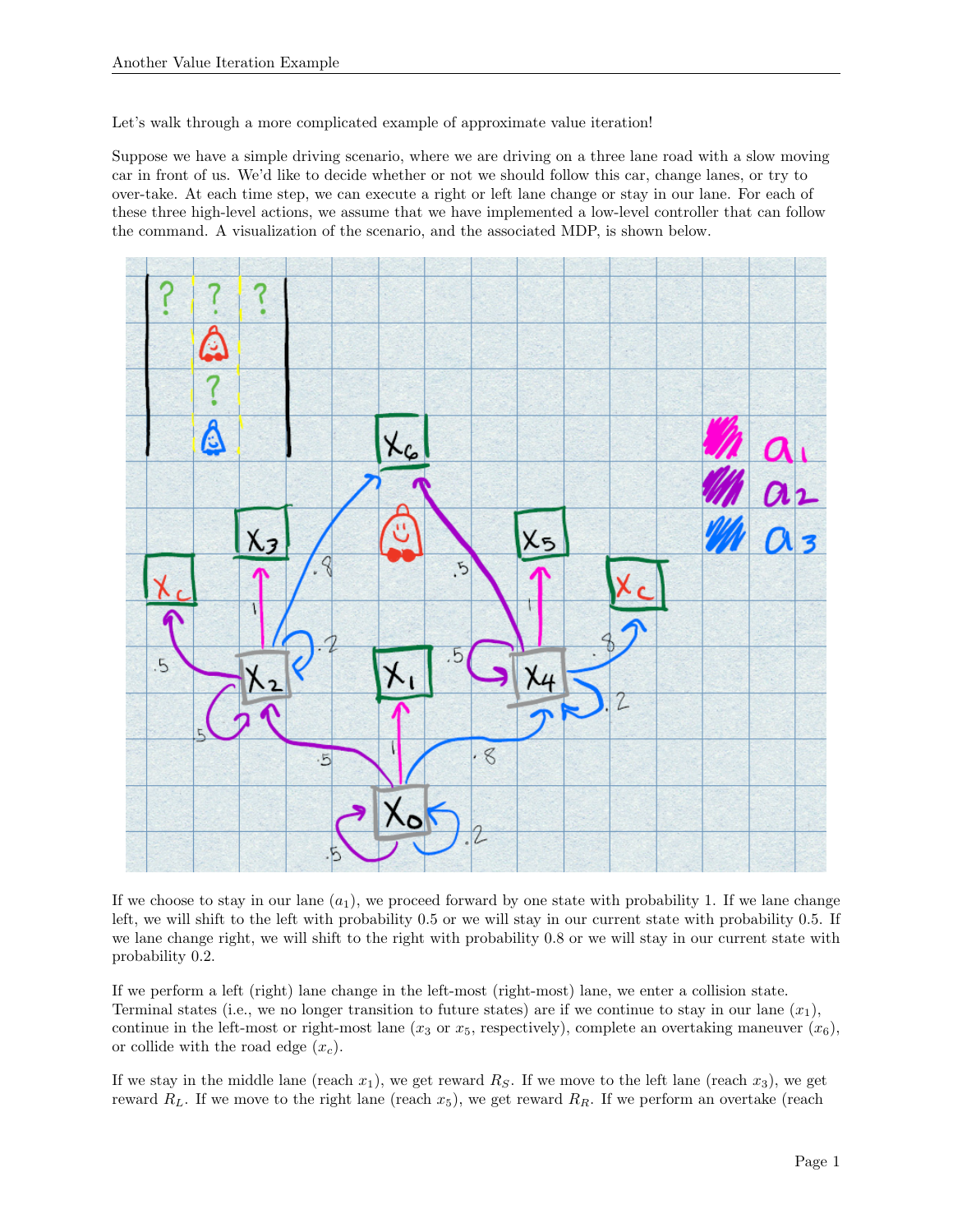Let's walk through a more complicated example of approximate value iteration!

Suppose we have a simple driving scenario, where we are driving on a three lane road with a slow moving car in front of us. We'd like to decide whether or not we should follow this car, change lanes, or try to over-take. At each time step, we can execute a right or left lane change or stay in our lane. For each of these three high-level actions, we assume that we have implemented a low-level controller that can follow the command. A visualization of the scenario, and the associated MDP, is shown below.

If we choose to stay in our lane ($a_1$), we proceed forward by one state with probability 1. If we lane change left, we will shift to the left with probability 0.5 or we will stay in our current state with probability 0.5. If we lane change right, we will shift to the right with probability 0.8 or we will stay in our current state with probability 0.2.

If we perform a left (right) lane change in the left-most (right-most) lane, we enter a collision state. Terminal states (i.e., we no longer transition to future states) are if we continue to stay in our lane ($x_1$), continue in the left-most or right-most lane ($x_3$ or $x_5$, respectively), complete an overtaking maneuver ($x_6$), or collide with the road edge ($x_c$).

If we stay in the middle lane (reach $x_1$), we get reward $R_S$. If we move to the left lane (reach $x_3$), we get reward $R_L$. If we move to the right lane (reach $x_5$), we get reward $R_R$. If we perform an overtake (reach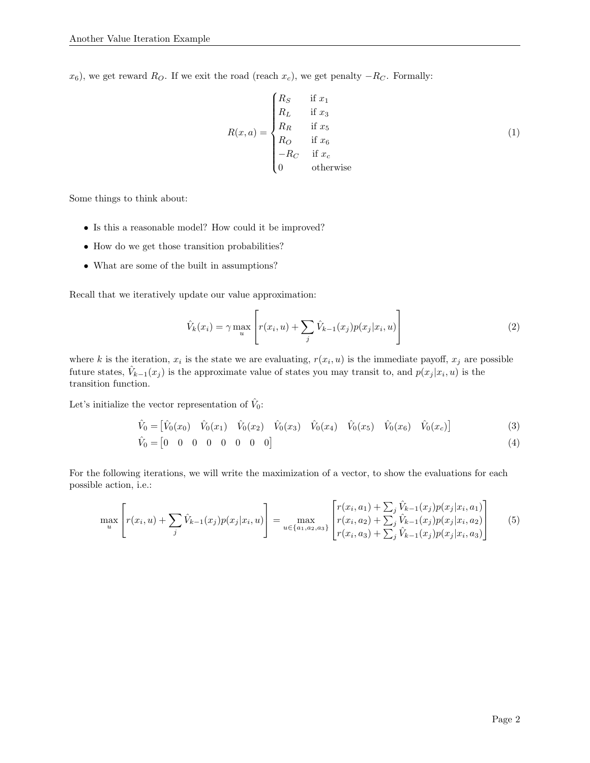$x_6$), we get reward $R_O$. If we exit the road (reach $x_c$), we get penalty $-R_C$. Formally:

$$
R(x,a) = \begin{cases} R_S & \text{if } x_1 \\ R_L & \text{if } x_3 \\ R_R & \text{if } x_5 \\ R_O & \text{if } x_6 \\ -R_C & \text{if } x_c \\ 0 & \text{otherwise} \end{cases} \tag{1}
$$

Some things to think about:

- Is this a reasonable model? How could it be improved?
- How do we get those transition probabilities?
- What are some of the built in assumptions?

Recall that we iteratively update our value approximation:

$$
\hat{V}_k(x_i) = \gamma \max_u \left[ r(x_i, u) + \sum_j \hat{V}_{k-1}(x_j) p(x_j | x_i, u) \right] \tag{2}
$$

where $k$ is the iteration, $x_i$ is the state we are evaluating, $r(x_i, u)$ is the immediate payoff, $x_j$ are possible future states, $\hat{V}_{k-1}(x_j)$ is the approximate value of states you may transit to, and $p(x_j | x_i, u)$ is the transition function.

Let's initialize the vector representation of $\hat{V}_0$:

$$
\hat{V}_0 = \begin{bmatrix} \hat{V}_0(x_0) & \hat{V}_0(x_1) & \hat{V}_0(x_2) & \hat{V}_0(x_3) & \hat{V}_0(x_4) & \hat{V}_0(x_5) & \hat{V}_0(x_6) & \hat{V}_0(x_c) \end{bmatrix} \tag{3}
$$

$$
\hat{V}_0 = \begin{bmatrix} 0 & 0 & 0 & 0 & 0 & 0 & 0 & 0 \end{bmatrix} \tag{4}
$$

For the following iterations, we will write the maximization of a vector, to show the evaluations for each possible action, i.e.:

$$
\max_u \left[ r(x_i, u) + \sum_j \hat{V}_{k-1}(x_j) p(x_j | x_i, u) \right] = \max_{u \in \{a_1, a_2, a_3\}} \begin{bmatrix} r(x_i, a_1) + \sum_j \hat{V}_{k-1}(x_j) p(x_j | x_i, a_1) \\ r(x_i, a_2) + \sum_j \hat{V}_{k-1}(x_j) p(x_j | x_i, a_2) \\ r(x_i, a_3) + \sum_j \hat{V}_{k-1}(x_j) p(x_j | x_i, a_3) \end{bmatrix} \tag{5}
$$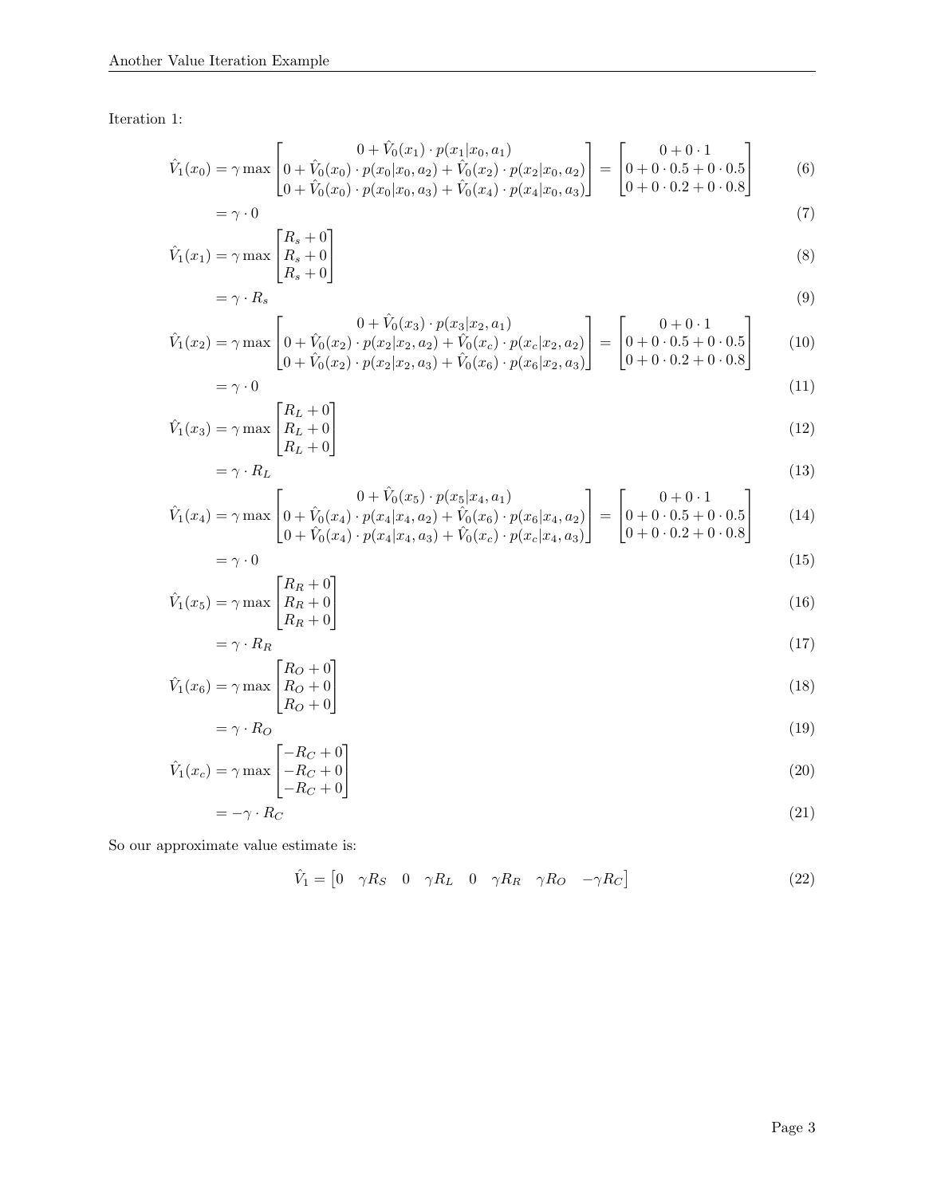Iteration 1:

$$\hat{V}_1(x_0) = \gamma \max \begin{bmatrix} 0 + \hat{V}_0(x_1) \cdot p(x_1|x_0, a_1) \\ 0 + \hat{V}_0(x_0) \cdot p(x_0|x_0, a_2) + \hat{V}_0(x_2) \cdot p(x_2|x_0, a_2) \\ 0 + \hat{V}_0(x_0) \cdot p(x_0|x_0, a_3) + \hat{V}_0(x_4) \cdot p(x_4|x_0, a_3) \end{bmatrix} = \begin{bmatrix} 0 + 0 \cdot 1 \\ 0 + 0 \cdot 0.5 + 0 \cdot 0.5 \\ 0 + 0 \cdot 0.2 + 0 \cdot 0.8 \end{bmatrix} \tag{6}$$

$$= \gamma \cdot 0 \tag{7}$$

$$\hat{V}_1(x_1) = \gamma \max \begin{bmatrix} R_s + 0 \\ R_s + 0 \\ R_s + 0 \end{bmatrix} \tag{8}$$

$$= \gamma \cdot R_s \tag{9}$$

$$\hat{V}_1(x_2) = \gamma \max \begin{bmatrix} 0 + \hat{V}_0(x_3) \cdot p(x_3|x_2, a_1) \\ 0 + \hat{V}_0(x_2) \cdot p(x_2|x_2, a_2) + \hat{V}_0(x_c) \cdot p(x_c|x_2, a_2) \\ 0 + \hat{V}_0(x_2) \cdot p(x_2|x_2, a_3) + \hat{V}_0(x_6) \cdot p(x_6|x_2, a_3) \end{bmatrix} = \begin{bmatrix} 0 + 0 \cdot 1 \\ 0 + 0 \cdot 0.5 + 0 \cdot 0.5 \\ 0 + 0 \cdot 0.2 + 0 \cdot 0.8 \end{bmatrix} \tag{10}$$

$$= \gamma \cdot 0 \tag{11}$$

$$\hat{V}_1(x_3) = \gamma \max \begin{bmatrix} R_L + 0 \\ R_L + 0 \\ R_L + 0 \end{bmatrix} \tag{12}$$

$$= \gamma \cdot R_L \tag{13}$$

$$\hat{V}_1(x_4) = \gamma \max \begin{bmatrix} 0 + \hat{V}_0(x_5) \cdot p(x_5|x_4, a_1) \\ 0 + \hat{V}_0(x_4) \cdot p(x_4|x_4, a_2) + \hat{V}_0(x_6) \cdot p(x_6|x_4, a_2) \\ 0 + \hat{V}_0(x_4) \cdot p(x_4|x_4, a_3) + \hat{V}_0(x_c) \cdot p(x_c|x_4, a_3) \end{bmatrix} = \begin{bmatrix} 0 + 0 \cdot 1 \\ 0 + 0 \cdot 0.5 + 0 \cdot 0.5 \\ 0 + 0 \cdot 0.2 + 0 \cdot 0.8 \end{bmatrix} \tag{14}$$

$$= \gamma \cdot 0 \tag{15}$$

$$\hat{V}_1(x_5) = \gamma \max \begin{bmatrix} R_R + 0 \\ R_R + 0 \\ R_R + 0 \end{bmatrix} \tag{16}$$

$$= \gamma \cdot R_R \tag{17}$$

$$\hat{V}_1(x_6) = \gamma \max \begin{bmatrix} R_O + 0 \\ R_O + 0 \\ R_O + 0 \end{bmatrix} \tag{18}$$

$$= \gamma \cdot R_O \tag{19}$$

$$\hat{V}_1(x_c) = \gamma \max \begin{bmatrix} -R_C + 0 \\ -R_C + 0 \\ -R_C + 0 \end{bmatrix} \tag{20}$$

$$= -\gamma \cdot R_C \tag{21}$$

So our approximate value estimate is:

$$\hat{V}_1 = \begin{bmatrix} 0 & \gamma R_S & 0 & \gamma R_L & 0 & \gamma R_R & \gamma R_O & -\gamma R_C \end{bmatrix} \tag{22}$$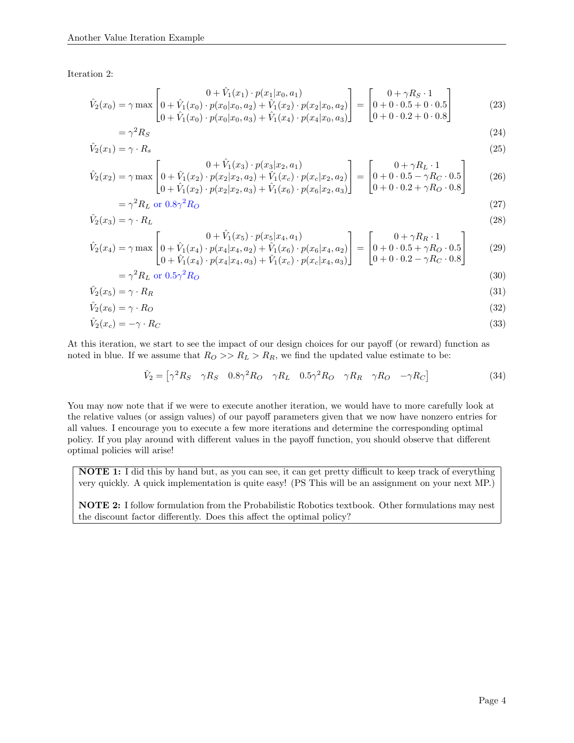Iteration 2:

$$\hat{V}_2(x_0) = \gamma \max \begin{bmatrix} 0 + \hat{V}_1(x_1) \cdot p(x_1|x_0, a_1) \\ 0 + \hat{V}_1(x_0) \cdot p(x_0|x_0, a_2) + \hat{V}_1(x_2) \cdot p(x_2|x_0, a_2) \\ 0 + \hat{V}_1(x_0) \cdot p(x_0|x_0, a_3) + \hat{V}_1(x_4) \cdot p(x_4|x_0, a_3) \end{bmatrix} = \begin{bmatrix} 0 + \gamma R_S \cdot 1 \\ 0 + 0 \cdot 0.5 + 0 \cdot 0.5 \\ 0 + 0 \cdot 0.2 + 0 \cdot 0.8 \end{bmatrix} \tag{23}$$

$$= \gamma^2 R_S \tag{24}$$

$$\hat{V}_2(x_1) = \gamma \cdot R_s \tag{25}$$

$$\hat{V}_2(x_2) = \gamma \max \begin{bmatrix} 0 + \hat{V}_1(x_3) \cdot p(x_3|x_2, a_1) \\ 0 + \hat{V}_1(x_2) \cdot p(x_2|x_2, a_2) + \hat{V}_1(x_c) \cdot p(x_c|x_2, a_2) \\ 0 + \hat{V}_1(x_2) \cdot p(x_2|x_2, a_3) + \hat{V}_1(x_6) \cdot p(x_6|x_2, a_3) \end{bmatrix} = \begin{bmatrix} 0 + \gamma R_L \cdot 1 \\ 0 + 0 \cdot 0.5 - \gamma R_C \cdot 0.5 \\ 0 + 0 \cdot 0.2 + \gamma R_O \cdot 0.8 \end{bmatrix} \tag{26}$$

$$= \gamma^2 R_L \text{ or } 0.8\gamma^2 R_O \tag{27}$$

$$\hat{V}_2(x_3) = \gamma \cdot R_L \tag{28}$$

$$\hat{V}_2(x_4) = \gamma \max \begin{bmatrix} 0 + \hat{V}_1(x_5) \cdot p(x_5|x_4, a_1) \\ 0 + \hat{V}_1(x_4) \cdot p(x_4|x_4, a_2) + \hat{V}_1(x_6) \cdot p(x_6|x_4, a_2) \\ 0 + \hat{V}_1(x_4) \cdot p(x_4|x_4, a_3) + \hat{V}_1(x_c) \cdot p(x_c|x_4, a_3) \end{bmatrix} = \begin{bmatrix} 0 + \gamma R_R \cdot 1 \\ 0 + 0 \cdot 0.5 + \gamma R_O \cdot 0.5 \\ 0 + 0 \cdot 0.2 - \gamma R_C \cdot 0.8 \end{bmatrix} \tag{29}$$

$$= \gamma^2 R_L \text{ or } 0.5\gamma^2 R_O \tag{30}$$

$$\hat{V}_2(x_5) = \gamma \cdot R_R \tag{31}$$

$$\hat{V}_2(x_6) = \gamma \cdot R_O \tag{32}$$

$$\hat{V}_2(x_c) = -\gamma \cdot R_C \tag{33}$$

At this iteration, we start to see the impact of our design choices for our payoff (or reward) function as noted in blue. If we assume that $R_O >> R_L > R_R$, we find the updated value estimate to be:

$$\hat{V}_2 = \begin{bmatrix} \gamma^2 R_S & \gamma R_S & 0.8\gamma^2 R_O & \gamma R_L & 0.5\gamma^2 R_O & \gamma R_R & \gamma R_O & -\gamma R_C \end{bmatrix} \tag{34}$$

You may now note that if we were to execute another iteration, we would have to more carefully look at the relative values (or assign values) of our payoff parameters given that we now have nonzero entries for all values. I encourage you to execute a few more iterations and determine the corresponding optimal policy. If you play around with different values in the payoff function, you should observe that different optimal policies will arise!

**NOTE 1:** I did this by hand but, as you can see, it can get pretty difficult to keep track of everything very quickly. A quick implementation is quite easy! (PS This will be an assignment on your next MP.)

**NOTE 2:** I follow formulation from the Probabilistic Robotics textbook. Other formulations may nest the discount factor differently. Does this affect the optimal policy?